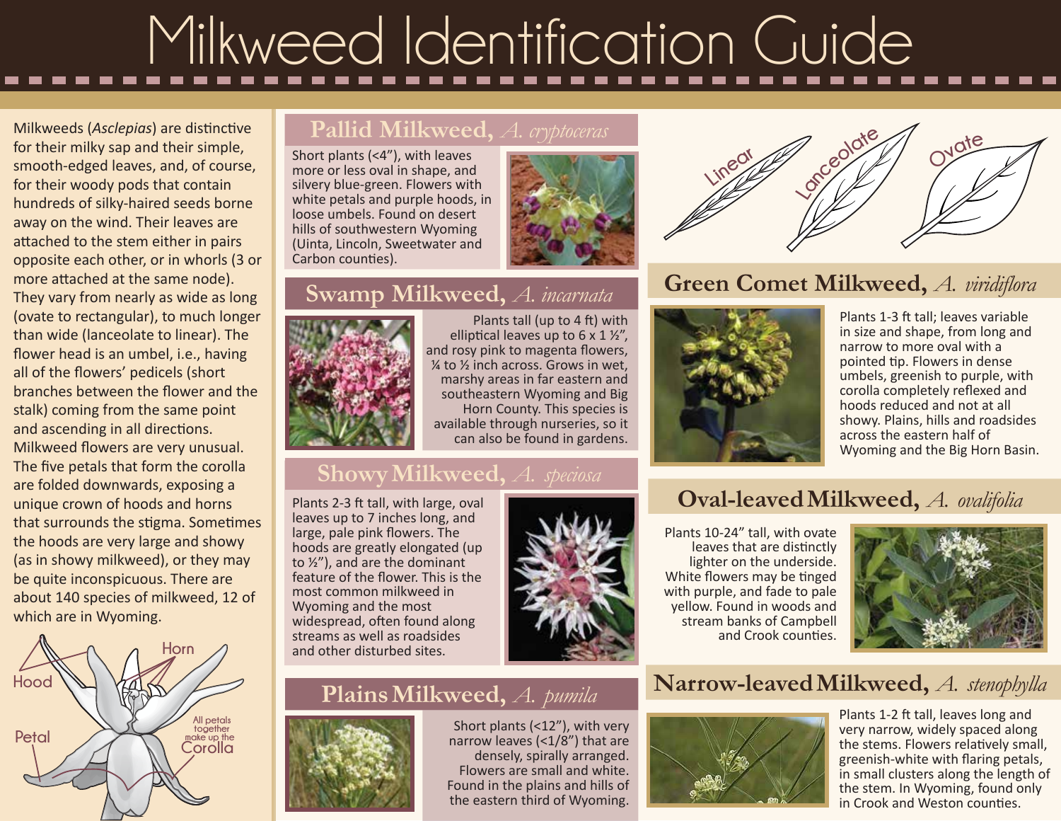# Milkweed Identification Guide

Milkweeds (*Asclepias*) are distinctive for their milky sap and their simple, smooth-edged leaves, and, of course, for their woody pods that contain hundreds of silky-haired seeds borne away on the wind. Their leaves are attached to the stem either in pairs opposite each other, or in whorls (3 or more attached at the same node). They vary from nearly as wide as long (ovate to rectangular), to much longer than wide (lanceolate to linear). The flower head is an umbel, i.e., having all of the flowers' pedicels (short branches between the flower and the stalk) coming from the same point and ascending in all directions. Milkweed flowers are very unusual. The five petals that form the corolla are folded downwards, exposing a unique crown of hoods and horns that surrounds the stigma. Sometimes the hoods are very large and showy (as in showy milkweed), or they may be quite inconspicuous. There are about 140 species of milkweed, 12 of which are in Wyoming.

Hood
Horn
Petal
All petals together make up the Corolla

## Pallid Milkweed, *A. cryptoceras*

Short plants (<4"), with leaves more or less oval in shape, and silvery blue-green. Flowers with white petals and purple hoods, in loose umbels. Found on desert hills of southwestern Wyoming (Uinta, Lincoln, Sweetwater and Carbon counties).

## Swamp Milkweed, *A. incarnata*

Plants tall (up to 4 ft) with elliptical leaves up to 6 x 1 ½", and rosy pink to magenta flowers, ¼ to ½ inch across. Grows in wet, marshy areas in far eastern and southeastern Wyoming and Big Horn County. This species is available through nurseries, so it can also be found in gardens.

## Showy Milkweed, *A. speciosa*

Plants 2-3 ft tall, with large, oval leaves up to 7 inches long, and large, pale pink flowers. The hoods are greatly elongated (up to ½"), and are the dominant feature of the flower. This is the most common milkweed in Wyoming and the most widespread, often found along streams as well as roadsides and other disturbed sites.

## Plains Milkweed, *A. pumila*

Short plants (<12"), with very narrow leaves (<1/8") that are densely, spirally arranged. Flowers are small and white. Found in the plains and hills of the eastern third of Wyoming.

Linear
Lanceolate
Ovate

## Green Comet Milkweed, *A. viridiflora*

Plants 1-3 ft tall; leaves variable in size and shape, from long and narrow to more oval with a pointed tip. Flowers in dense umbels, greenish to purple, with corolla completely reflexed and hoods reduced and not at all showy. Plains, hills and roadsides across the eastern half of Wyoming and the Big Horn Basin.

## Oval-leaved Milkweed, *A. ovalifolia*

Plants 10-24" tall, with ovate leaves that are distinctly lighter on the underside. White flowers may be tinged with purple, and fade to pale yellow. Found in woods and stream banks of Campbell and Crook counties.

## Narrow-leaved Milkweed, *A. stenophylla*

Plants 1-2 ft tall, leaves long and very narrow, widely spaced along the stems. Flowers relatively small, greenish-white with flaring petals, in small clusters along the length of the stem. In Wyoming, found only in Crook and Weston counties.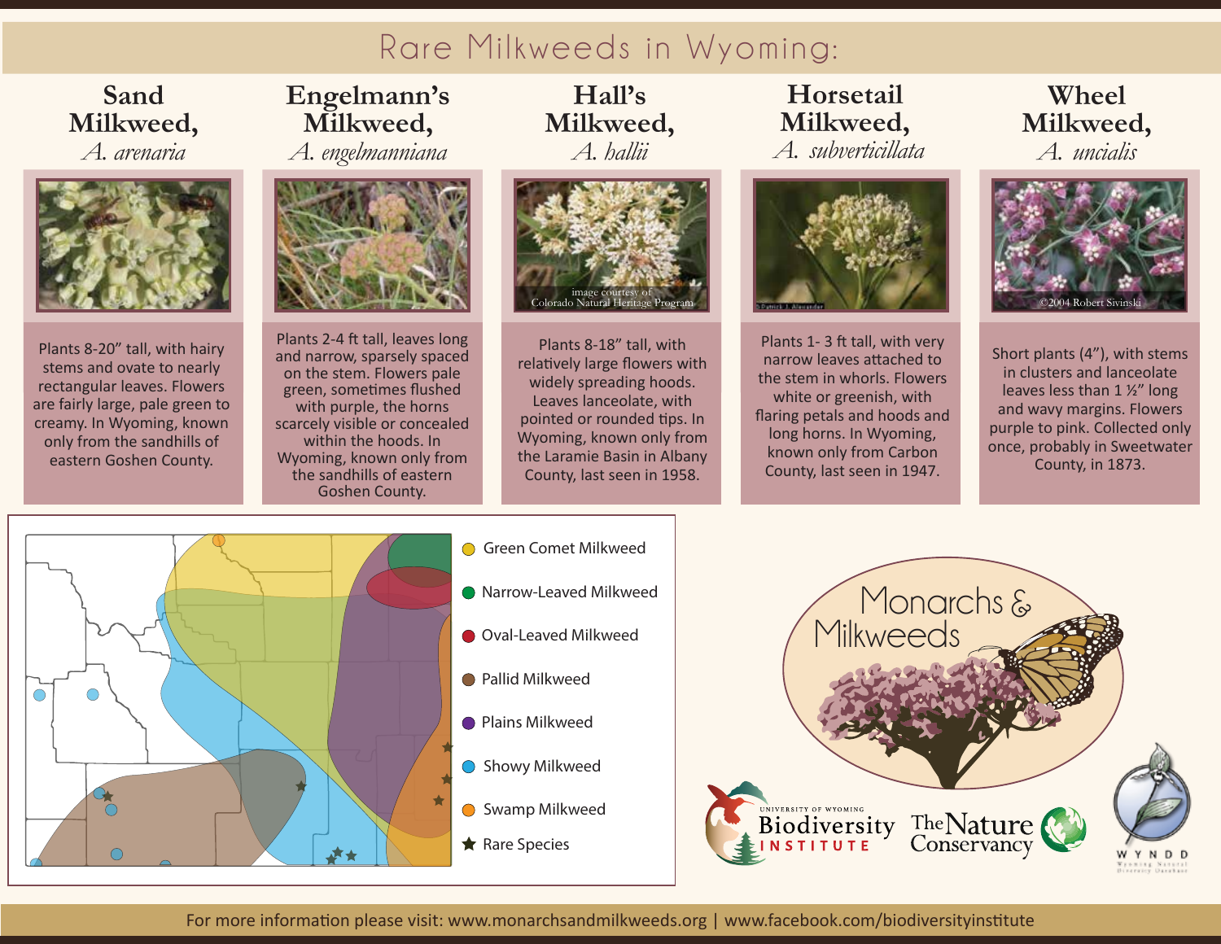# Rare Milkweeds in Wyoming:

## Sand Milkweed, *A. arenaria*

Plants 8-20" tall, with hairy stems and ovate to nearly rectangular leaves. Flowers are fairly large, pale green to creamy. In Wyoming, known only from the sandhills of eastern Goshen County.

## Engelmann's Milkweed, *A. engelmanniana*

Plants 2-4 ft tall, leaves long and narrow, sparsely spaced on the stem. Flowers pale green, sometimes flushed with purple, the horns scarcely visible or concealed within the hoods. In Wyoming, known only from the sandhills of eastern Goshen County.

## Hall's Milkweed, *A. hallii*

image courtesy of Colorado Natural Heritage Program

Plants 8-18" tall, with relatively large flowers with widely spreading hoods. Leaves lanceolate, with pointed or rounded tips. In Wyoming, known only from the Laramie Basin in Albany County, last seen in 1958.

## Horsetail Milkweed, *A. subverticillata*

Patrick J. Alexander

Plants 1- 3 ft tall, with very narrow leaves attached to the stem in whorls. Flowers white or greenish, with flaring petals and hoods and long horns. In Wyoming, known only from Carbon County, last seen in 1947.

## Wheel Milkweed, *A. uncialis*

©2004 Robert Sivinski

Short plants (4"), with stems in clusters and lanceolate leaves less than 1 ½" long and wavy margins. Flowers purple to pink. Collected only once, probably in Sweetwater County, in 1873.

Green Comet Milkweed
Narrow-Leaved Milkweed
Oval-Leaved Milkweed
Pallid Milkweed
Plains Milkweed
Showy Milkweed
Swamp Milkweed
Rare Species

Monarchs & Milkweeds

University of Wyoming Biodiversity Institute | The Nature Conservancy | WYNDD Wyoming Natural Diversity Database

For more information please visit: www.monarchsandmilkweeds.org | www.facebook.com/biodiversityinstitute